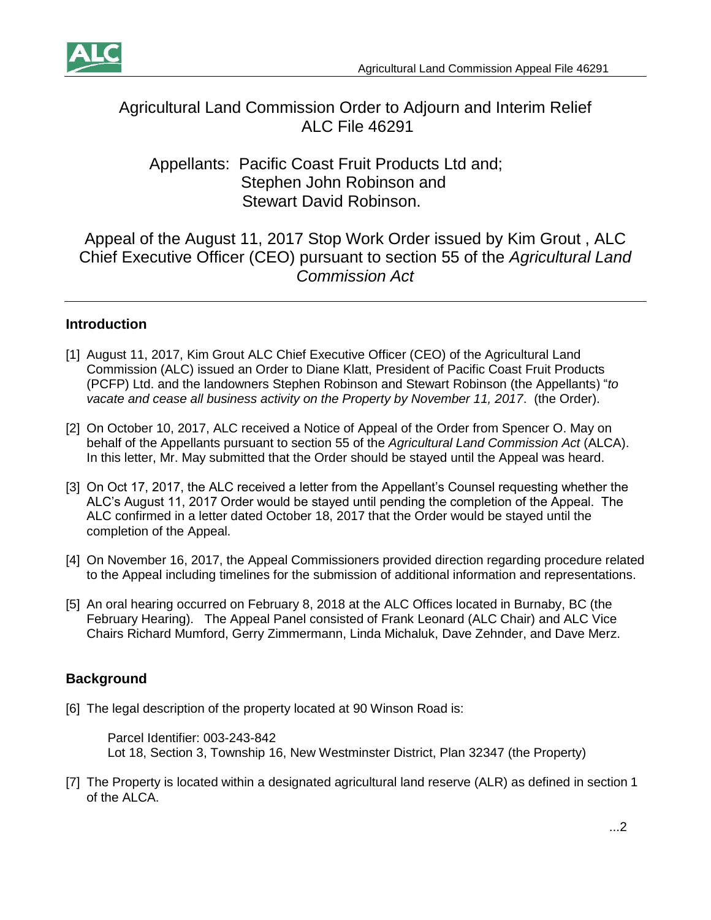# Agricultural Land Commission Order to Adjourn and Interim Relief ALC File 46291

## Appellants: Pacific Coast Fruit Products Ltd and; Stephen John Robinson and Stewart David Robinson.

## Appeal of the August 11, 2017 Stop Work Order issued by Kim Grout , ALC Chief Executive Officer (CEO) pursuant to section 55 of the *Agricultural Land Commission Act*

---

### Introduction

[1] August 11, 2017, Kim Grout ALC Chief Executive Officer (CEO) of the Agricultural Land Commission (ALC) issued an Order to Diane Klatt, President of Pacific Coast Fruit Products (PCFP) Ltd. and the landowners Stephen Robinson and Stewart Robinson (the Appellants) "*to vacate and cease all business activity on the Property by November 11, 2017*. (the Order).

[2] On October 10, 2017, ALC received a Notice of Appeal of the Order from Spencer O. May on behalf of the Appellants pursuant to section 55 of the *Agricultural Land Commission Act* (ALCA). In this letter, Mr. May submitted that the Order should be stayed until the Appeal was heard.

[3] On Oct 17, 2017, the ALC received a letter from the Appellant's Counsel requesting whether the ALC's August 11, 2017 Order would be stayed until pending the completion of the Appeal. The ALC confirmed in a letter dated October 18, 2017 that the Order would be stayed until the completion of the Appeal.

[4] On November 16, 2017, the Appeal Commissioners provided direction regarding procedure related to the Appeal including timelines for the submission of additional information and representations.

[5] An oral hearing occurred on February 8, 2018 at the ALC Offices located in Burnaby, BC (the February Hearing). The Appeal Panel consisted of Frank Leonard (ALC Chair) and ALC Vice Chairs Richard Mumford, Gerry Zimmermann, Linda Michaluk, Dave Zehnder, and Dave Merz.

### Background

[6] The legal description of the property located at 90 Winson Road is:

> Parcel Identifier: 003-243-842
> Lot 18, Section 3, Township 16, New Westminster District, Plan 32347 (the Property)

[7] The Property is located within a designated agricultural land reserve (ALR) as defined in section 1 of the ALCA.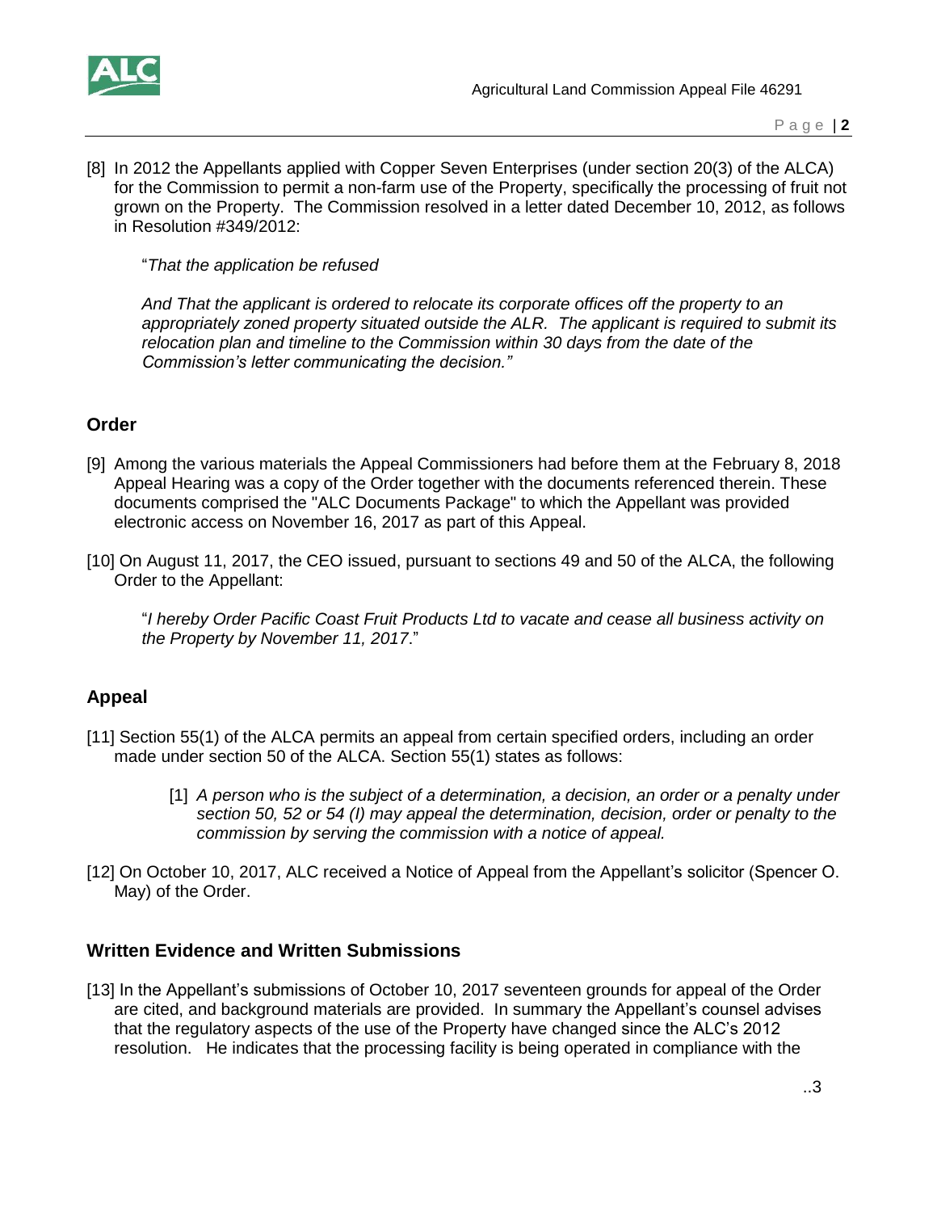[8] In 2012 the Appellants applied with Copper Seven Enterprises (under section 20(3) of the ALCA) for the Commission to permit a non-farm use of the Property, specifically the processing of fruit not grown on the Property. The Commission resolved in a letter dated December 10, 2012, as follows in Resolution #349/2012:

> "*That the application be refused*
>
> *And That the applicant is ordered to relocate its corporate offices off the property to an appropriately zoned property situated outside the ALR. The applicant is required to submit its relocation plan and timeline to the Commission within 30 days from the date of the Commission's letter communicating the decision."*

## Order

[9] Among the various materials the Appeal Commissioners had before them at the February 8, 2018 Appeal Hearing was a copy of the Order together with the documents referenced therein. These documents comprised the "ALC Documents Package" to which the Appellant was provided electronic access on November 16, 2017 as part of this Appeal.

[10] On August 11, 2017, the CEO issued, pursuant to sections 49 and 50 of the ALCA, the following Order to the Appellant:

> "*I hereby Order Pacific Coast Fruit Products Ltd to vacate and cease all business activity on the Property by November 11, 2017*."

## Appeal

[11] Section 55(1) of the ALCA permits an appeal from certain specified orders, including an order made under section 50 of the ALCA. Section 55(1) states as follows:

> [1] *A person who is the subject of a determination, a decision, an order or a penalty under section 50, 52 or 54 (I) may appeal the determination, decision, order or penalty to the commission by serving the commission with a notice of appeal.*

[12] On October 10, 2017, ALC received a Notice of Appeal from the Appellant's solicitor (Spencer O. May) of the Order.

## Written Evidence and Written Submissions

[13] In the Appellant's submissions of October 10, 2017 seventeen grounds for appeal of the Order are cited, and background materials are provided. In summary the Appellant's counsel advises that the regulatory aspects of the use of the Property have changed since the ALC's 2012 resolution. He indicates that the processing facility is being operated in compliance with the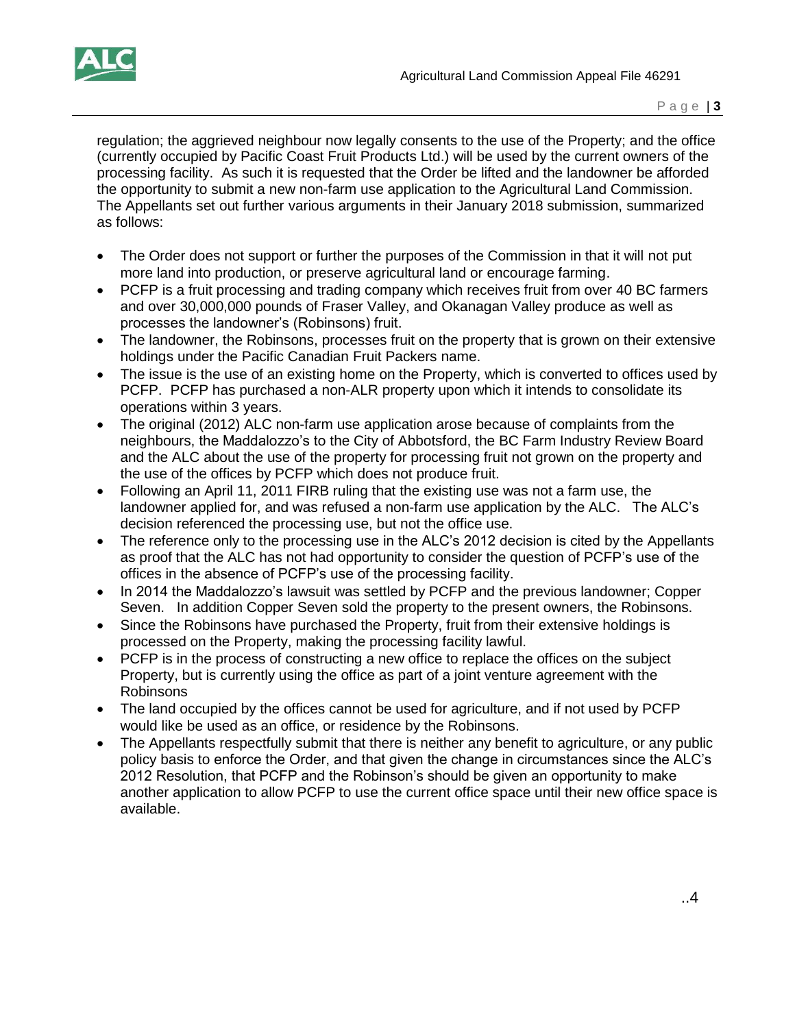regulation; the aggrieved neighbour now legally consents to the use of the Property; and the office (currently occupied by Pacific Coast Fruit Products Ltd.) will be used by the current owners of the processing facility. As such it is requested that the Order be lifted and the landowner be afforded the opportunity to submit a new non-farm use application to the Agricultural Land Commission. The Appellants set out further various arguments in their January 2018 submission, summarized as follows:

- The Order does not support or further the purposes of the Commission in that it will not put more land into production, or preserve agricultural land or encourage farming.
- PCFP is a fruit processing and trading company which receives fruit from over 40 BC farmers and over 30,000,000 pounds of Fraser Valley, and Okanagan Valley produce as well as processes the landowner's (Robinsons) fruit.
- The landowner, the Robinsons, processes fruit on the property that is grown on their extensive holdings under the Pacific Canadian Fruit Packers name.
- The issue is the use of an existing home on the Property, which is converted to offices used by PCFP. PCFP has purchased a non-ALR property upon which it intends to consolidate its operations within 3 years.
- The original (2012) ALC non-farm use application arose because of complaints from the neighbours, the Maddalozzo's to the City of Abbotsford, the BC Farm Industry Review Board and the ALC about the use of the property for processing fruit not grown on the property and the use of the offices by PCFP which does not produce fruit.
- Following an April 11, 2011 FIRB ruling that the existing use was not a farm use, the landowner applied for, and was refused a non-farm use application by the ALC. The ALC's decision referenced the processing use, but not the office use.
- The reference only to the processing use in the ALC's 2012 decision is cited by the Appellants as proof that the ALC has not had opportunity to consider the question of PCFP's use of the offices in the absence of PCFP's use of the processing facility.
- In 2014 the Maddalozzo's lawsuit was settled by PCFP and the previous landowner; Copper Seven. In addition Copper Seven sold the property to the present owners, the Robinsons.
- Since the Robinsons have purchased the Property, fruit from their extensive holdings is processed on the Property, making the processing facility lawful.
- PCFP is in the process of constructing a new office to replace the offices on the subject Property, but is currently using the office as part of a joint venture agreement with the Robinsons
- The land occupied by the offices cannot be used for agriculture, and if not used by PCFP would like be used as an office, or residence by the Robinsons.
- The Appellants respectfully submit that there is neither any benefit to agriculture, or any public policy basis to enforce the Order, and that given the change in circumstances since the ALC's 2012 Resolution, that PCFP and the Robinson's should be given an opportunity to make another application to allow PCFP to use the current office space until their new office space is available.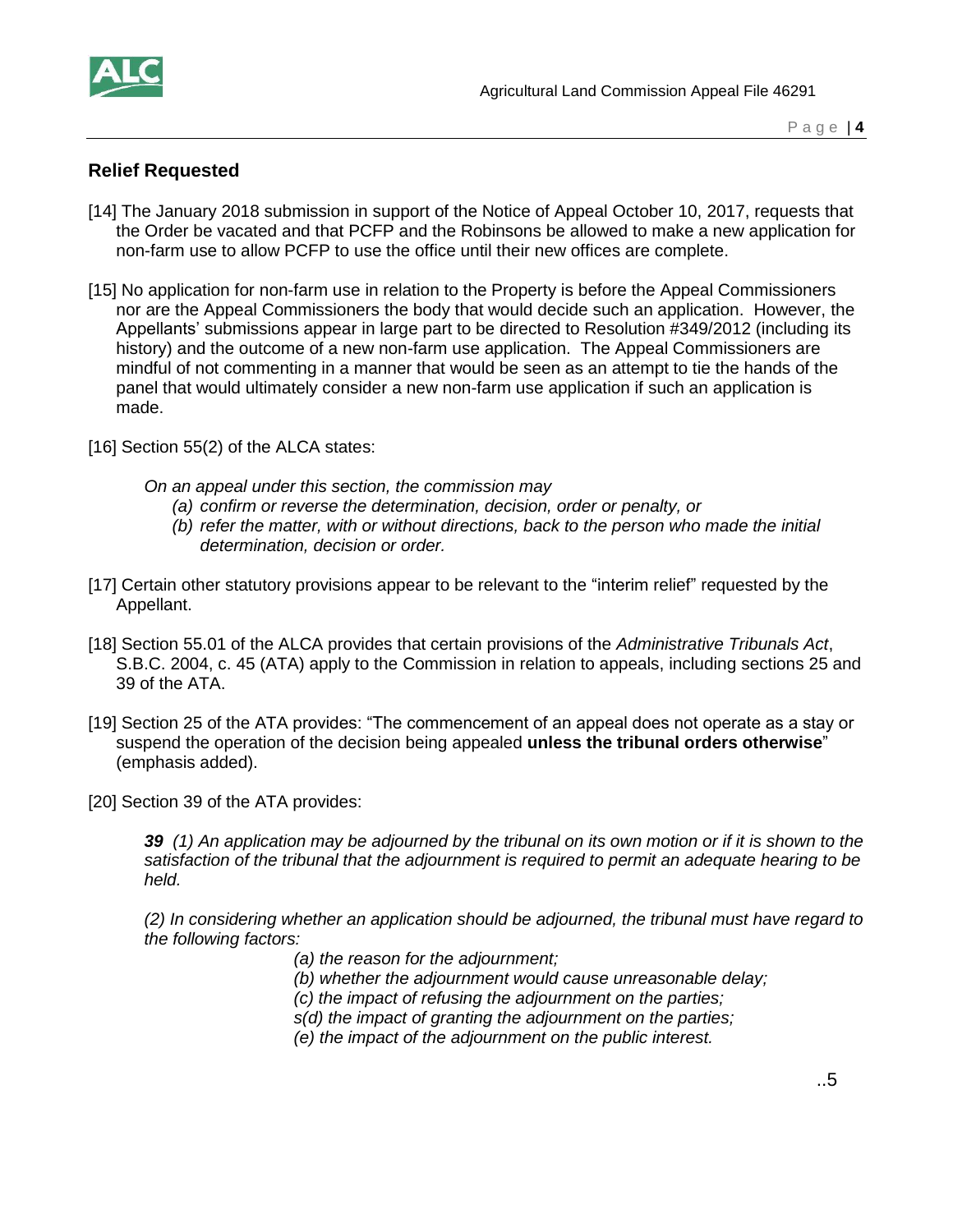## Relief Requested

[14] The January 2018 submission in support of the Notice of Appeal October 10, 2017, requests that the Order be vacated and that PCFP and the Robinsons be allowed to make a new application for non-farm use to allow PCFP to use the office until their new offices are complete.

[15] No application for non-farm use in relation to the Property is before the Appeal Commissioners nor are the Appeal Commissioners the body that would decide such an application. However, the Appellants' submissions appear in large part to be directed to Resolution #349/2012 (including its history) and the outcome of a new non-farm use application. The Appeal Commissioners are mindful of not commenting in a manner that would be seen as an attempt to tie the hands of the panel that would ultimately consider a new non-farm use application if such an application is made.

[16] Section 55(2) of the ALCA states:

> *On an appeal under this section, the commission may*
> *(a) confirm or reverse the determination, decision, order or penalty, or*
> *(b) refer the matter, with or without directions, back to the person who made the initial determination, decision or order.*

[17] Certain other statutory provisions appear to be relevant to the "interim relief" requested by the Appellant.

[18] Section 55.01 of the ALCA provides that certain provisions of the *Administrative Tribunals Act*, S.B.C. 2004, c. 45 (ATA) apply to the Commission in relation to appeals, including sections 25 and 39 of the ATA.

[19] Section 25 of the ATA provides: "The commencement of an appeal does not operate as a stay or suspend the operation of the decision being appealed **unless the tribunal orders otherwise**" (emphasis added).

[20] Section 39 of the ATA provides:

> ***39*** *(1) An application may be adjourned by the tribunal on its own motion or if it is shown to the satisfaction of the tribunal that the adjournment is required to permit an adequate hearing to be held.*
>
> *(2) In considering whether an application should be adjourned, the tribunal must have regard to the following factors:*
> *(a) the reason for the adjournment;*
> *(b) whether the adjournment would cause unreasonable delay;*
> *(c) the impact of refusing the adjournment on the parties;*
> *s(d) the impact of granting the adjournment on the parties;*
> *(e) the impact of the adjournment on the public interest.*

..5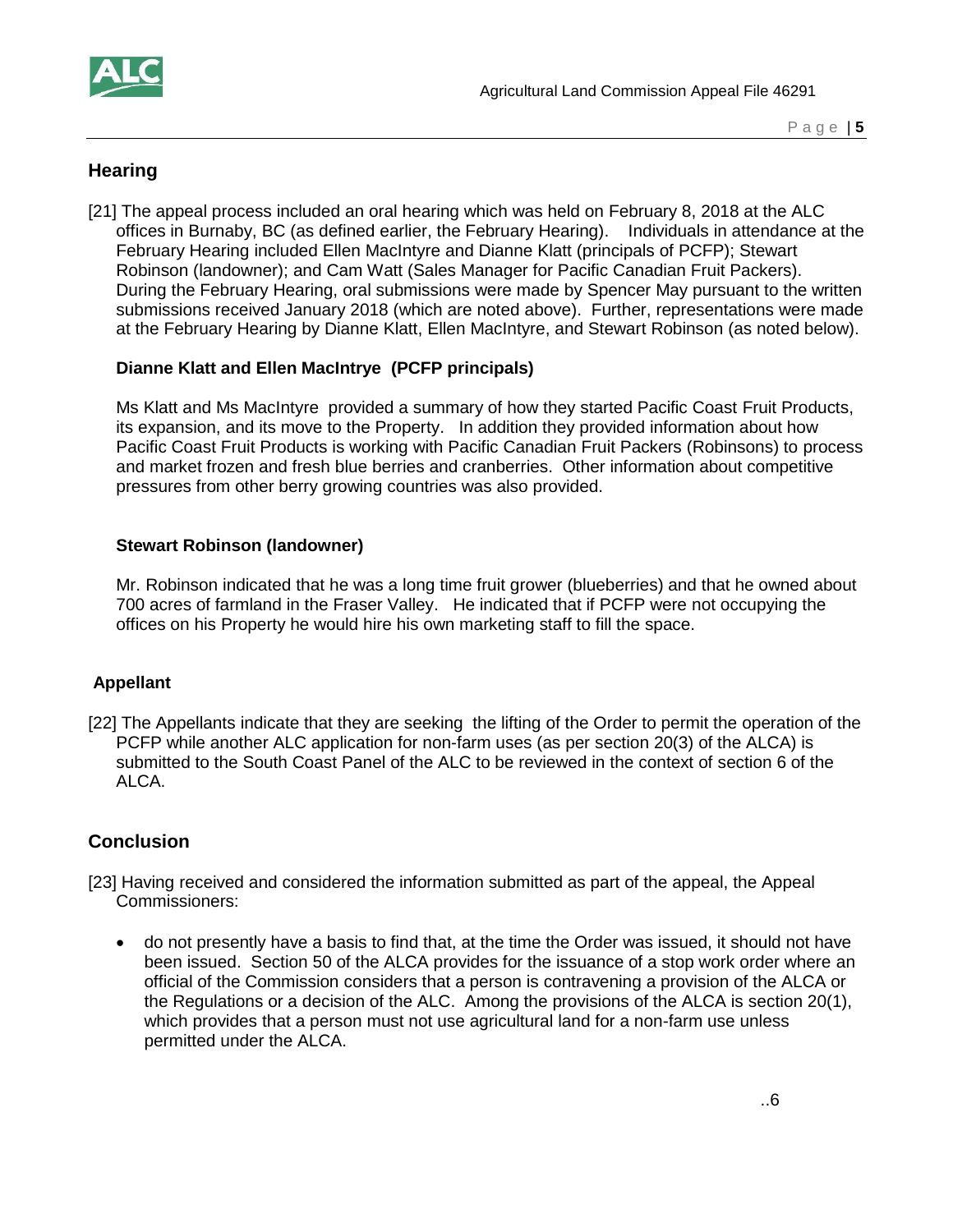## Hearing

[21] The appeal process included an oral hearing which was held on February 8, 2018 at the ALC offices in Burnaby, BC (as defined earlier, the February Hearing). Individuals in attendance at the February Hearing included Ellen MacIntyre and Dianne Klatt (principals of PCFP); Stewart Robinson (landowner); and Cam Watt (Sales Manager for Pacific Canadian Fruit Packers). During the February Hearing, oral submissions were made by Spencer May pursuant to the written submissions received January 2018 (which are noted above). Further, representations were made at the February Hearing by Dianne Klatt, Ellen MacIntyre, and Stewart Robinson (as noted below).

### Dianne Klatt and Ellen MacIntrye (PCFP principals)

Ms Klatt and Ms MacIntyre provided a summary of how they started Pacific Coast Fruit Products, its expansion, and its move to the Property. In addition they provided information about how Pacific Coast Fruit Products is working with Pacific Canadian Fruit Packers (Robinsons) to process and market frozen and fresh blue berries and cranberries. Other information about competitive pressures from other berry growing countries was also provided.

### Stewart Robinson (landowner)

Mr. Robinson indicated that he was a long time fruit grower (blueberries) and that he owned about 700 acres of farmland in the Fraser Valley. He indicated that if PCFP were not occupying the offices on his Property he would hire his own marketing staff to fill the space.

### Appellant

[22] The Appellants indicate that they are seeking the lifting of the Order to permit the operation of the PCFP while another ALC application for non-farm uses (as per section 20(3) of the ALCA) is submitted to the South Coast Panel of the ALC to be reviewed in the context of section 6 of the ALCA.

## Conclusion

[23] Having received and considered the information submitted as part of the appeal, the Appeal Commissioners:

- do not presently have a basis to find that, at the time the Order was issued, it should not have been issued. Section 50 of the ALCA provides for the issuance of a stop work order where an official of the Commission considers that a person is contravening a provision of the ALCA or the Regulations or a decision of the ALC. Among the provisions of the ALCA is section 20(1), which provides that a person must not use agricultural land for a non-farm use unless permitted under the ALCA.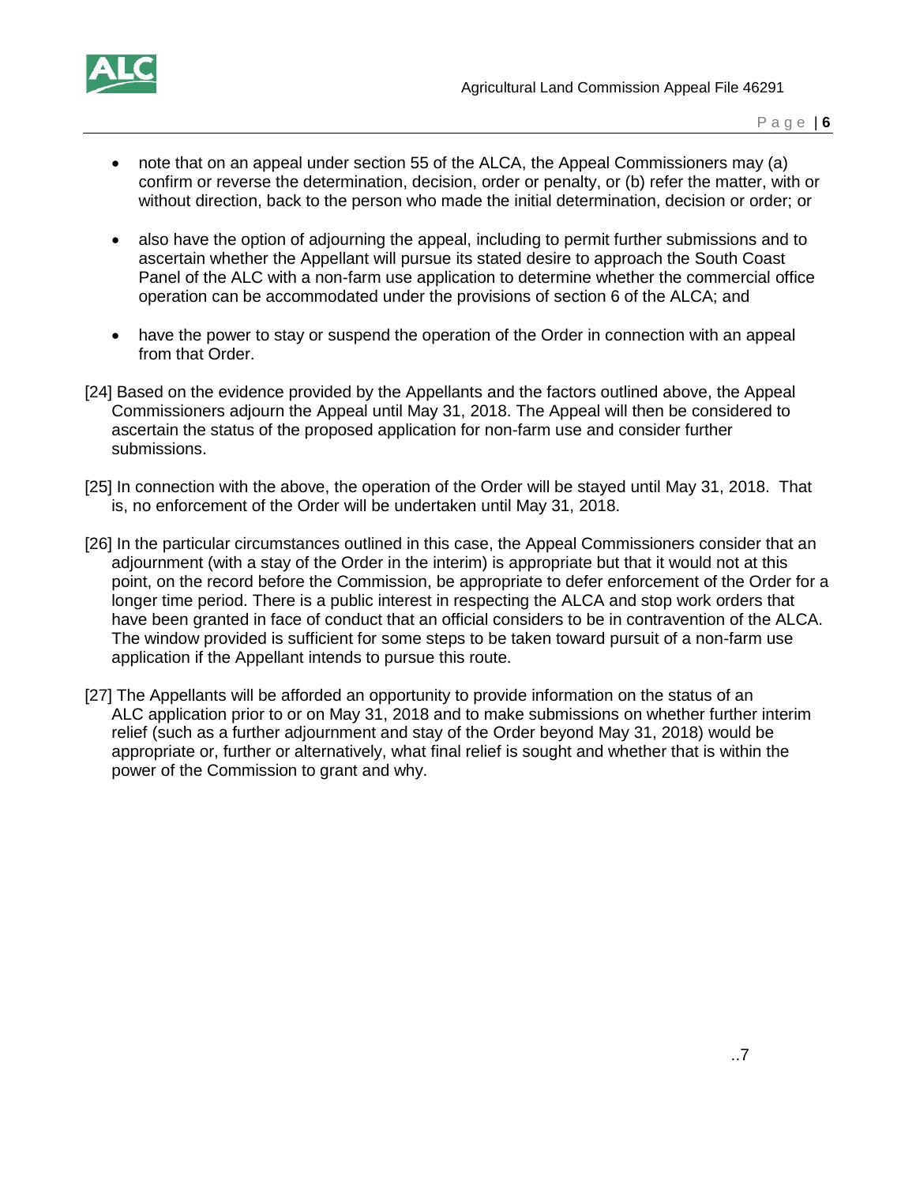- note that on an appeal under section 55 of the ALCA, the Appeal Commissioners may (a) confirm or reverse the determination, decision, order or penalty, or (b) refer the matter, with or without direction, back to the person who made the initial determination, decision or order; or

- also have the option of adjourning the appeal, including to permit further submissions and to ascertain whether the Appellant will pursue its stated desire to approach the South Coast Panel of the ALC with a non-farm use application to determine whether the commercial office operation can be accommodated under the provisions of section 6 of the ALCA; and

- have the power to stay or suspend the operation of the Order in connection with an appeal from that Order.

[24] Based on the evidence provided by the Appellants and the factors outlined above, the Appeal Commissioners adjourn the Appeal until May 31, 2018. The Appeal will then be considered to ascertain the status of the proposed application for non-farm use and consider further submissions.

[25] In connection with the above, the operation of the Order will be stayed until May 31, 2018. That is, no enforcement of the Order will be undertaken until May 31, 2018.

[26] In the particular circumstances outlined in this case, the Appeal Commissioners consider that an adjournment (with a stay of the Order in the interim) is appropriate but that it would not at this point, on the record before the Commission, be appropriate to defer enforcement of the Order for a longer time period. There is a public interest in respecting the ALCA and stop work orders that have been granted in face of conduct that an official considers to be in contravention of the ALCA. The window provided is sufficient for some steps to be taken toward pursuit of a non-farm use application if the Appellant intends to pursue this route.

[27] The Appellants will be afforded an opportunity to provide information on the status of an ALC application prior to or on May 31, 2018 and to make submissions on whether further interim relief (such as a further adjournment and stay of the Order beyond May 31, 2018) would be appropriate or, further or alternatively, what final relief is sought and whether that is within the power of the Commission to grant and why.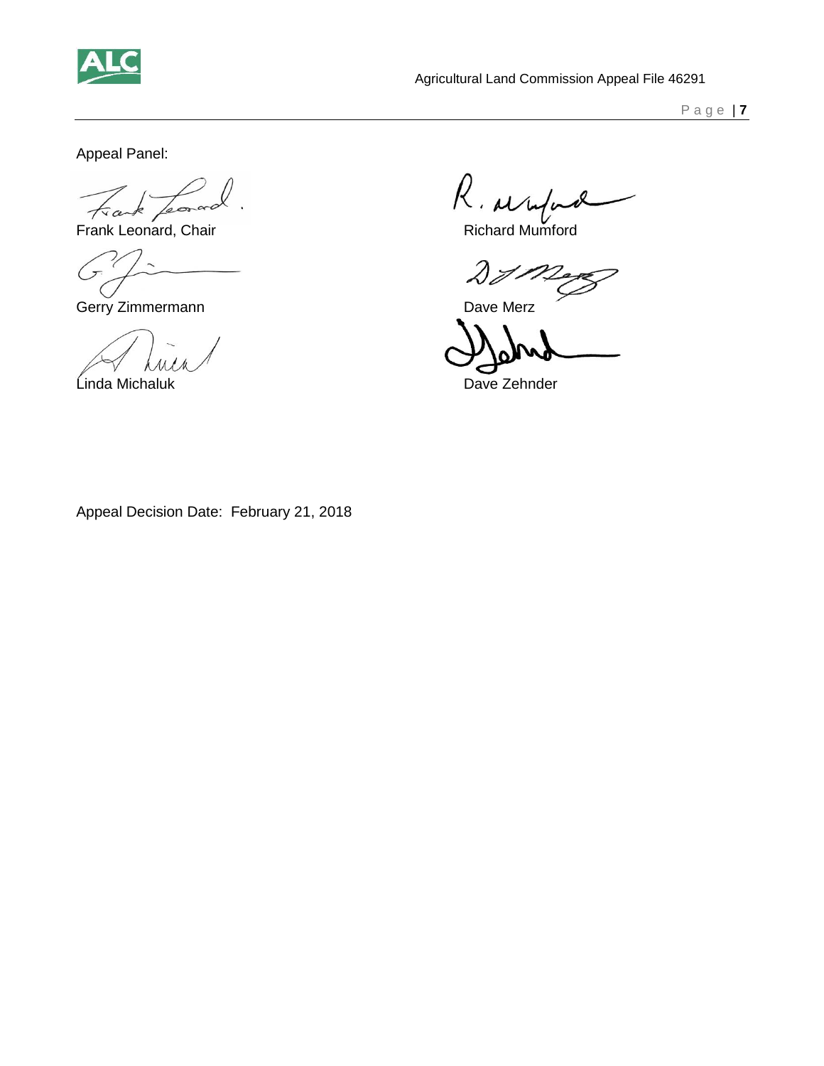Appeal Panel:

Frank Leonard, Chair

Richard Mumford

Gerry Zimmermann

Dave Merz

Linda Michaluk

Dave Zehnder

Appeal Decision Date: February 21, 2018